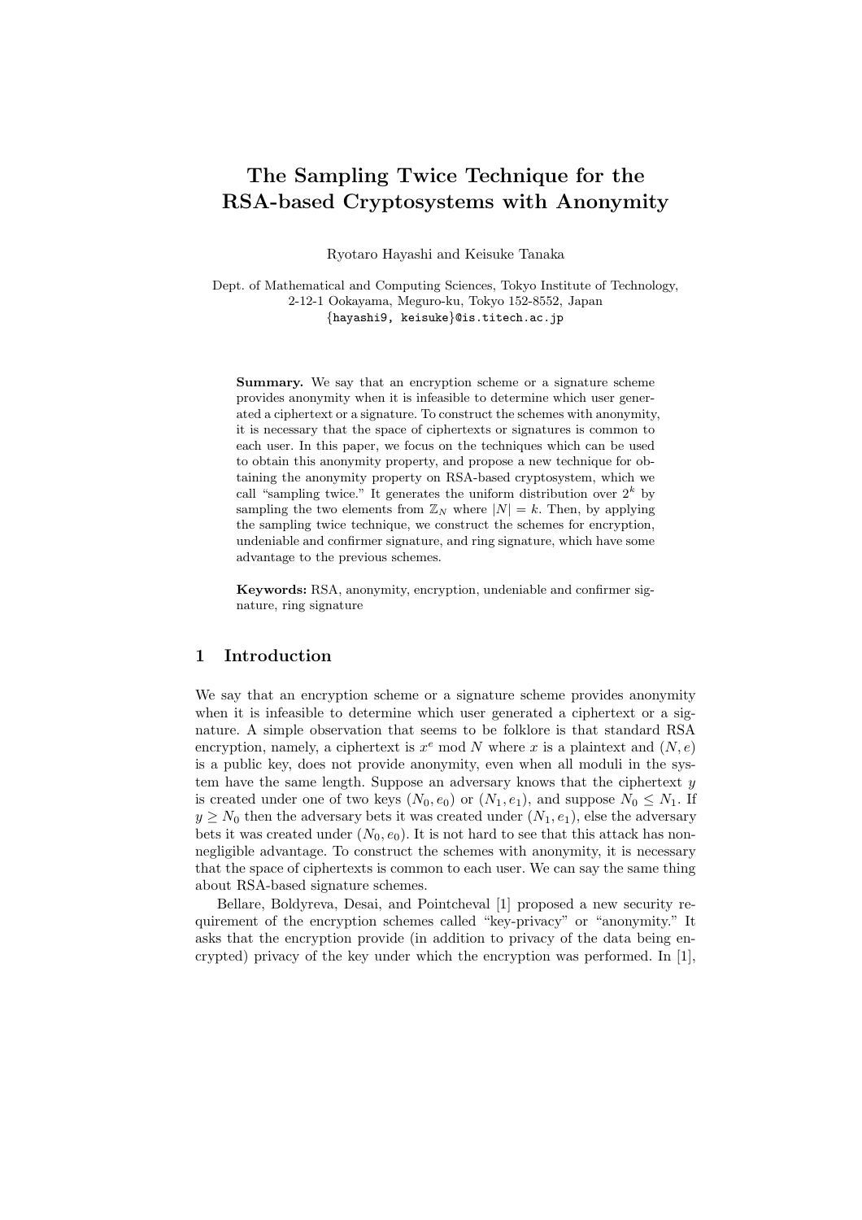# The Sampling Twice Technique for the RSA-based Cryptosystems with Anonymity

Ryotaro Hayashi and Keisuke Tanaka

Dept. of Mathematical and Computing Sciences, Tokyo Institute of Technology,
2-12-1 Ookayama, Meguro-ku, Tokyo 152-8552, Japan
{hayashi9, keisuke}@is.titech.ac.jp

**Summary.** We say that an encryption scheme or a signature scheme provides anonymity when it is infeasible to determine which user generated a ciphertext or a signature. To construct the schemes with anonymity, it is necessary that the space of ciphertexts or signatures is common to each user. In this paper, we focus on the techniques which can be used to obtain this anonymity property, and propose a new technique for obtaining the anonymity property on RSA-based cryptosystem, which we call "sampling twice." It generates the uniform distribution over $2^k$ by sampling the two elements from $\mathbb{Z}_N$ where $|N| = k$. Then, by applying the sampling twice technique, we construct the schemes for encryption, undeniable and confirmer signature, and ring signature, which have some advantage to the previous schemes.

**Keywords:** RSA, anonymity, encryption, undeniable and confirmer signature, ring signature

## 1 Introduction

We say that an encryption scheme or a signature scheme provides anonymity when it is infeasible to determine which user generated a ciphertext or a signature. A simple observation that seems to be folklore is that standard RSA encryption, namely, a ciphertext is $x^e \bmod N$ where $x$ is a plaintext and $(N, e)$ is a public key, does not provide anonymity, even when all moduli in the system have the same length. Suppose an adversary knows that the ciphertext $y$ is created under one of two keys $(N_0, e_0)$ or $(N_1, e_1)$, and suppose $N_0 \leq N_1$. If $y \geq N_0$ then the adversary bets it was created under $(N_1, e_1)$, else the adversary bets it was created under $(N_0, e_0)$. It is not hard to see that this attack has non-negligible advantage. To construct the schemes with anonymity, it is necessary that the space of ciphertexts is common to each user. We can say the same thing about RSA-based signature schemes.

Bellare, Boldyreva, Desai, and Pointcheval [1] proposed a new security requirement of the encryption schemes called "key-privacy" or "anonymity." It asks that the encryption provide (in addition to privacy of the data being encrypted) privacy of the key under which the encryption was performed. In [1],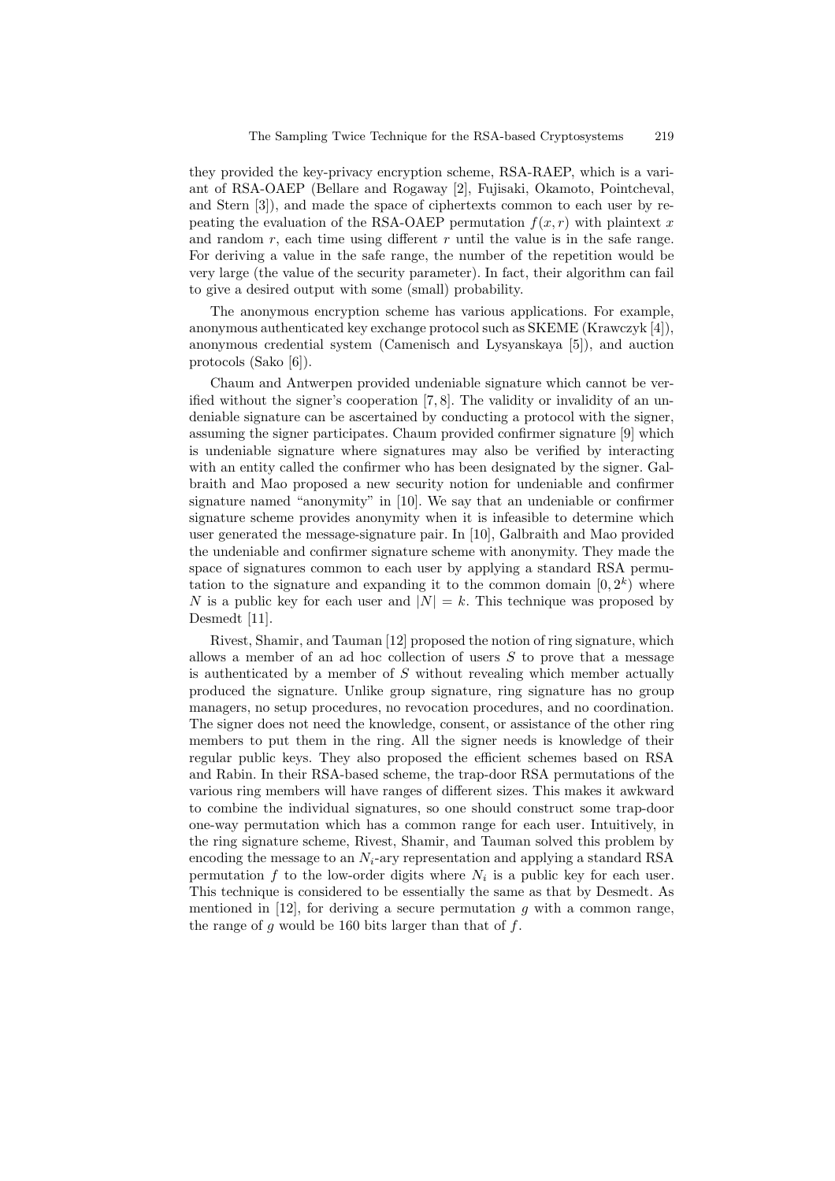they provided the key-privacy encryption scheme, RSA-RAEP, which is a variant of RSA-OAEP (Bellare and Rogaway [2], Fujisaki, Okamoto, Pointcheval, and Stern [3]), and made the space of ciphertexts common to each user by repeating the evaluation of the RSA-OAEP permutation $f(x,r)$ with plaintext $x$ and random $r$, each time using different $r$ until the value is in the safe range. For deriving a value in the safe range, the number of the repetition would be very large (the value of the security parameter). In fact, their algorithm can fail to give a desired output with some (small) probability.

The anonymous encryption scheme has various applications. For example, anonymous authenticated key exchange protocol such as SKEME (Krawczyk [4]), anonymous credential system (Camenisch and Lysyanskaya [5]), and auction protocols (Sako [6]).

Chaum and Antwerpen provided undeniable signature which cannot be verified without the signer's cooperation [7, 8]. The validity or invalidity of an undeniable signature can be ascertained by conducting a protocol with the signer, assuming the signer participates. Chaum provided confirmer signature [9] which is undeniable signature where signatures may also be verified by interacting with an entity called the confirmer who has been designated by the signer. Galbraith and Mao proposed a new security notion for undeniable and confirmer signature named "anonymity" in [10]. We say that an undeniable or confirmer signature scheme provides anonymity when it is infeasible to determine which user generated the message-signature pair. In [10], Galbraith and Mao provided the undeniable and confirmer signature scheme with anonymity. They made the space of signatures common to each user by applying a standard RSA permutation to the signature and expanding it to the common domain $[0, 2^k)$ where $N$ is a public key for each user and $|N| = k$. This technique was proposed by Desmedt [11].

Rivest, Shamir, and Tauman [12] proposed the notion of ring signature, which allows a member of an ad hoc collection of users $S$ to prove that a message is authenticated by a member of $S$ without revealing which member actually produced the signature. Unlike group signature, ring signature has no group managers, no setup procedures, no revocation procedures, and no coordination. The signer does not need the knowledge, consent, or assistance of the other ring members to put them in the ring. All the signer needs is knowledge of their regular public keys. They also proposed the efficient schemes based on RSA and Rabin. In their RSA-based scheme, the trap-door RSA permutations of the various ring members will have ranges of different sizes. This makes it awkward to combine the individual signatures, so one should construct some trap-door one-way permutation which has a common range for each user. Intuitively, in the ring signature scheme, Rivest, Shamir, and Tauman solved this problem by encoding the message to an $N_i$-ary representation and applying a standard RSA permutation $f$ to the low-order digits where $N_i$ is a public key for each user. This technique is considered to be essentially the same as that by Desmedt. As mentioned in [12], for deriving a secure permutation $g$ with a common range, the range of $g$ would be 160 bits larger than that of $f$.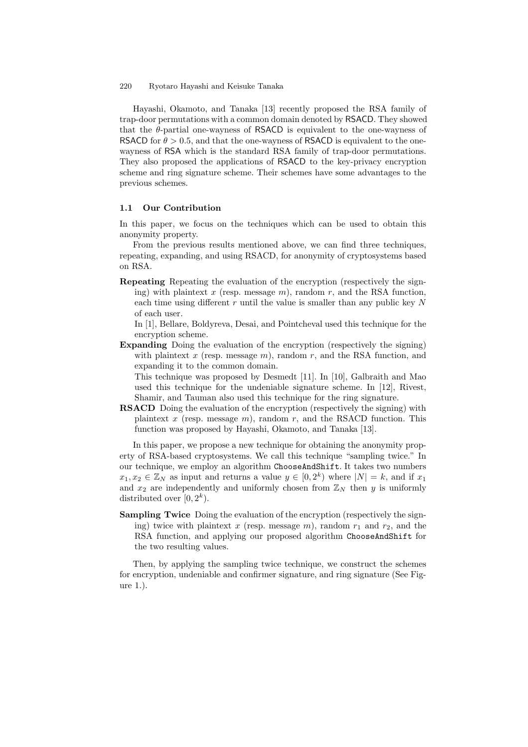Hayashi, Okamoto, and Tanaka [13] recently proposed the RSA family of trap-door permutations with a common domain denoted by RSACD. They showed that the $\theta$-partial one-wayness of RSACD is equivalent to the one-wayness of RSACD for $\theta > 0.5$, and that the one-wayness of RSACD is equivalent to the one-wayness of RSA which is the standard RSA family of trap-door permutations. They also proposed the applications of RSACD to the key-privacy encryption scheme and ring signature scheme. Their schemes have some advantages to the previous schemes.

### 1.1 Our Contribution

In this paper, we focus on the techniques which can be used to obtain this anonymity property.

From the previous results mentioned above, we can find three techniques, repeating, expanding, and using RSACD, for anonymity of cryptosystems based on RSA.

**Repeating** Repeating the evaluation of the encryption (respectively the signing) with plaintext $x$ (resp. message $m$), random $r$, and the RSA function, each time using different $r$ until the value is smaller than any public key $N$ of each user.

In [1], Bellare, Boldyreva, Desai, and Pointcheval used this technique for the encryption scheme.

**Expanding** Doing the evaluation of the encryption (respectively the signing) with plaintext $x$ (resp. message $m$), random $r$, and the RSA function, and expanding it to the common domain.

This technique was proposed by Desmedt [11]. In [10], Galbraith and Mao used this technique for the undeniable signature scheme. In [12], Rivest, Shamir, and Tauman also used this technique for the ring signature.

**RSACD** Doing the evaluation of the encryption (respectively the signing) with plaintext $x$ (resp. message $m$), random $r$, and the RSACD function. This function was proposed by Hayashi, Okamoto, and Tanaka [13].

In this paper, we propose a new technique for obtaining the anonymity property of RSA-based cryptosystems. We call this technique "sampling twice." In our technique, we employ an algorithm ChooseAndShift. It takes two numbers $x_1, x_2 \in \mathbb{Z}_N$ as input and returns a value $y \in [0, 2^k)$ where $|N| = k$, and if $x_1$ and $x_2$ are independently and uniformly chosen from $\mathbb{Z}_N$ then $y$ is uniformly distributed over $[0, 2^k)$.

**Sampling Twice** Doing the evaluation of the encryption (respectively the signing) twice with plaintext $x$ (resp. message $m$), random $r_1$ and $r_2$, and the RSA function, and applying our proposed algorithm ChooseAndShift for the two resulting values.

Then, by applying the sampling twice technique, we construct the schemes for encryption, undeniable and confirmer signature, and ring signature (See Figure 1.).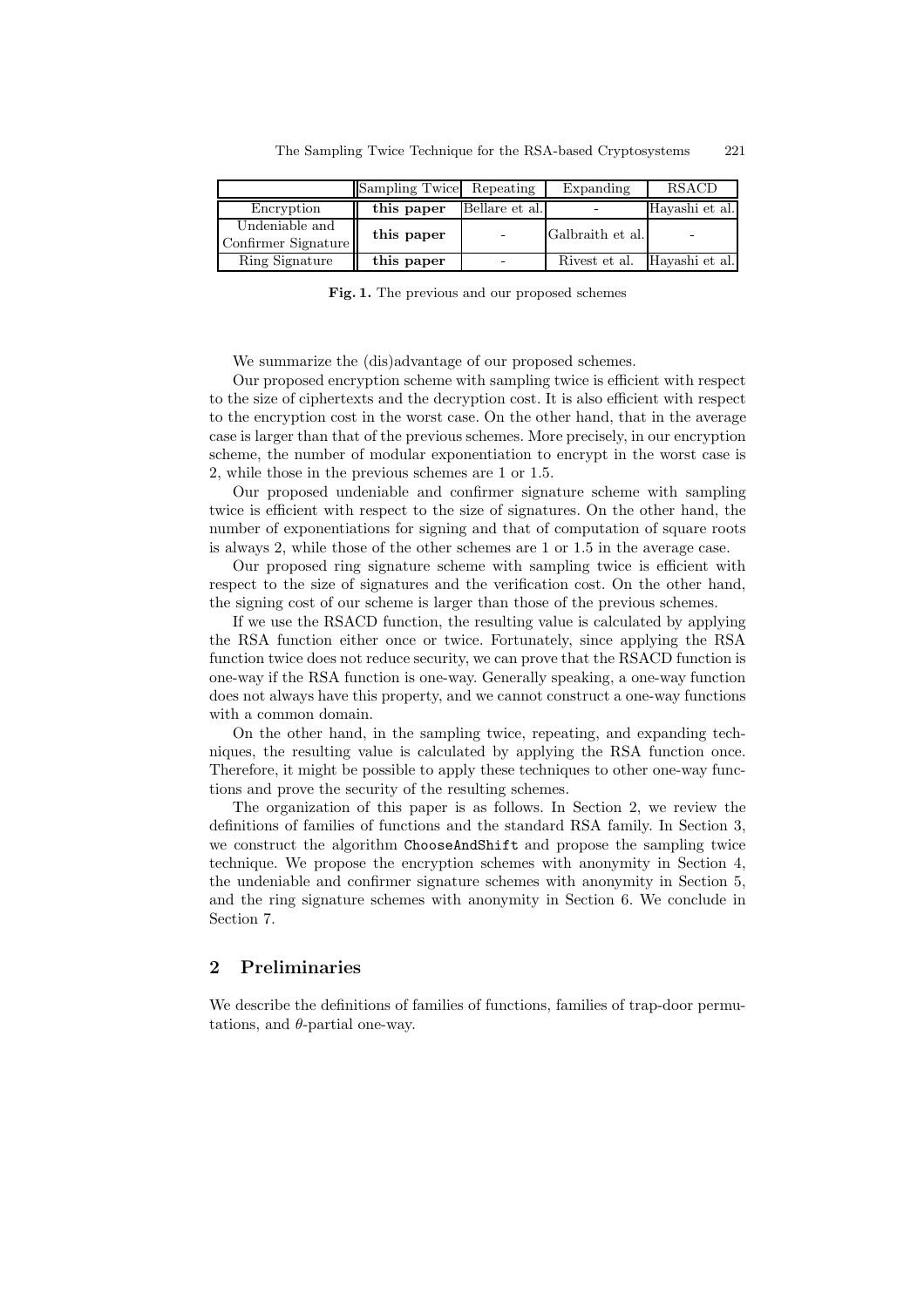| | Sampling Twice | Repeating | Expanding | RSACD |
|---|---|---|---|---|
| Encryption | **this paper** | Bellare et al. | - | Hayashi et al. |
| Undeniable and Confirmer Signature | **this paper** | - | Galbraith et al. | - |
| Ring Signature | **this paper** | - | Rivest et al. | Hayashi et al. |

**Fig. 1.** The previous and our proposed schemes

We summarize the (dis)advantage of our proposed schemes.

Our proposed encryption scheme with sampling twice is efficient with respect to the size of ciphertexts and the decryption cost. It is also efficient with respect to the encryption cost in the worst case. On the other hand, that in the average case is larger than that of the previous schemes. More precisely, in our encryption scheme, the number of modular exponentiation to encrypt in the worst case is 2, while those in the previous schemes are 1 or 1.5.

Our proposed undeniable and confirmer signature scheme with sampling twice is efficient with respect to the size of signatures. On the other hand, the number of exponentiations for signing and that of computation of square roots is always 2, while those of the other schemes are 1 or 1.5 in the average case.

Our proposed ring signature scheme with sampling twice is efficient with respect to the size of signatures and the verification cost. On the other hand, the signing cost of our scheme is larger than those of the previous schemes.

If we use the RSACD function, the resulting value is calculated by applying the RSA function either once or twice. Fortunately, since applying the RSA function twice does not reduce security, we can prove that the RSACD function is one-way if the RSA function is one-way. Generally speaking, a one-way function does not always have this property, and we cannot construct a one-way functions with a common domain.

On the other hand, in the sampling twice, repeating, and expanding techniques, the resulting value is calculated by applying the RSA function once. Therefore, it might be possible to apply these techniques to other one-way functions and prove the security of the resulting schemes.

The organization of this paper is as follows. In Section 2, we review the definitions of families of functions and the standard RSA family. In Section 3, we construct the algorithm `ChooseAndShift` and propose the sampling twice technique. We propose the encryption schemes with anonymity in Section 4, the undeniable and confirmer signature schemes with anonymity in Section 5, and the ring signature schemes with anonymity in Section 6. We conclude in Section 7.

## 2 Preliminaries

We describe the definitions of families of functions, families of trap-door permutations, and $\theta$-partial one-way.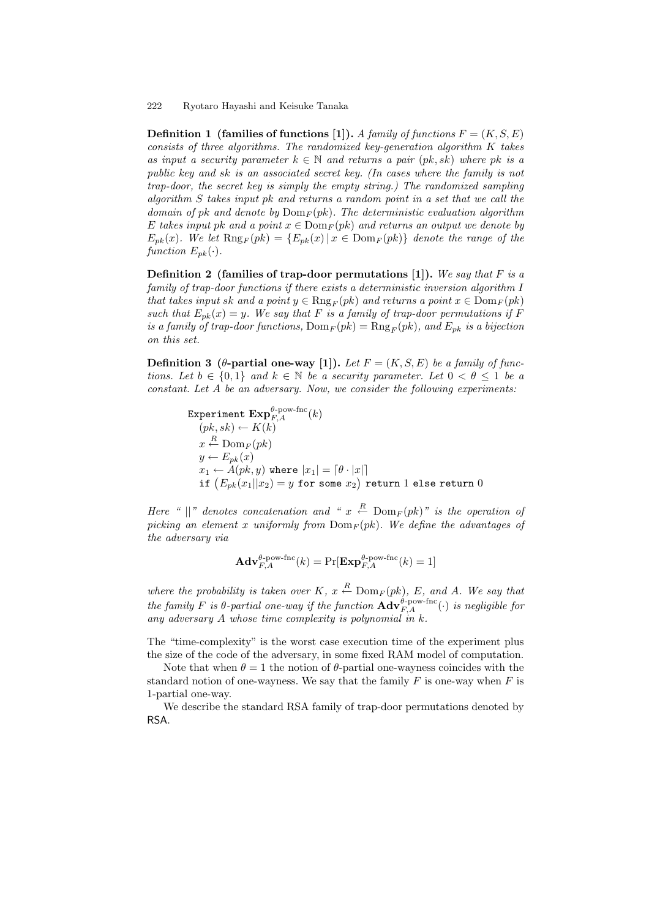**Definition 1 (families of functions [1]).** *A family of functions $F = (K, S, E)$ consists of three algorithms. The randomized key-generation algorithm $K$ takes as input a security parameter $k \in \mathbb{N}$ and returns a pair $(pk, sk)$ where $pk$ is a public key and $sk$ is an associated secret key. (In cases where the family is not trap-door, the secret key is simply the empty string.) The randomized sampling algorithm $S$ takes input $pk$ and returns a random point in a set that we call the domain of $pk$ and denote by $\mathrm{Dom}_F(pk)$. The deterministic evaluation algorithm $E$ takes input $pk$ and a point $x \in \mathrm{Dom}_F(pk)$ and returns an output we denote by $E_{pk}(x)$. We let $\mathrm{Rng}_F(pk) = \{E_{pk}(x) \,|\, x \in \mathrm{Dom}_F(pk)\}$ denote the range of the function $E_{pk}(\cdot)$.*

**Definition 2 (families of trap-door permutations [1]).** *We say that $F$ is a family of trap-door functions if there exists a deterministic inversion algorithm $I$ that takes input $sk$ and a point $y \in \mathrm{Rng}_F(pk)$ and returns a point $x \in \mathrm{Dom}_F(pk)$ such that $E_{pk}(x) = y$. We say that $F$ is a family of trap-door permutations if $F$ is a family of trap-door functions, $\mathrm{Dom}_F(pk) = \mathrm{Rng}_F(pk)$, and $E_{pk}$ is a bijection on this set.*

**Definition 3 ($\theta$-partial one-way [1]).** *Let $F = (K, S, E)$ be a family of functions. Let $b \in \{0, 1\}$ and $k \in \mathbb{N}$ be a security parameter. Let $0 < \theta \leq 1$ be a constant. Let $A$ be an adversary. Now, we consider the following experiments:*

$$
\begin{array}{l}
\texttt{Experiment } \mathbf{Exp}^{\theta\text{-pow-fnc}}_{F,A}(k) \\
\quad (pk, sk) \leftarrow K(k) \\
\quad x \xleftarrow{R} \mathrm{Dom}_F(pk) \\
\quad y \leftarrow E_{pk}(x) \\
\quad x_1 \leftarrow A(pk, y) \texttt{ where } |x_1| = \lceil \theta \cdot |x| \rceil \\
\quad \texttt{if } \big(E_{pk}(x_1 || x_2) = y \texttt{ for some } x_2\big) \texttt{ return } 1 \texttt{ else return } 0
\end{array}
$$

*Here "$||$" denotes concatenation and "$x \xleftarrow{R} \mathrm{Dom}_F(pk)$" is the operation of picking an element $x$ uniformly from $\mathrm{Dom}_F(pk)$. We define the advantages of the adversary via*

$$\mathbf{Adv}^{\theta\text{-pow-fnc}}_{F,A}(k) = \Pr[\mathbf{Exp}^{\theta\text{-pow-fnc}}_{F,A}(k) = 1]$$

*where the probability is taken over $K$, $x \xleftarrow{R} \mathrm{Dom}_F(pk)$, $E$, and $A$. We say that the family $F$ is $\theta$-partial one-way if the function $\mathbf{Adv}^{\theta\text{-pow-fnc}}_{F,A}(\cdot)$ is negligible for any adversary $A$ whose time complexity is polynomial in $k$.*

The "time-complexity" is the worst case execution time of the experiment plus the size of the code of the adversary, in some fixed RAM model of computation.

Note that when $\theta = 1$ the notion of $\theta$-partial one-wayness coincides with the standard notion of one-wayness. We say that the family $F$ is one-way when $F$ is 1-partial one-way.

We describe the standard RSA family of trap-door permutations denoted by $\mathsf{RSA}$.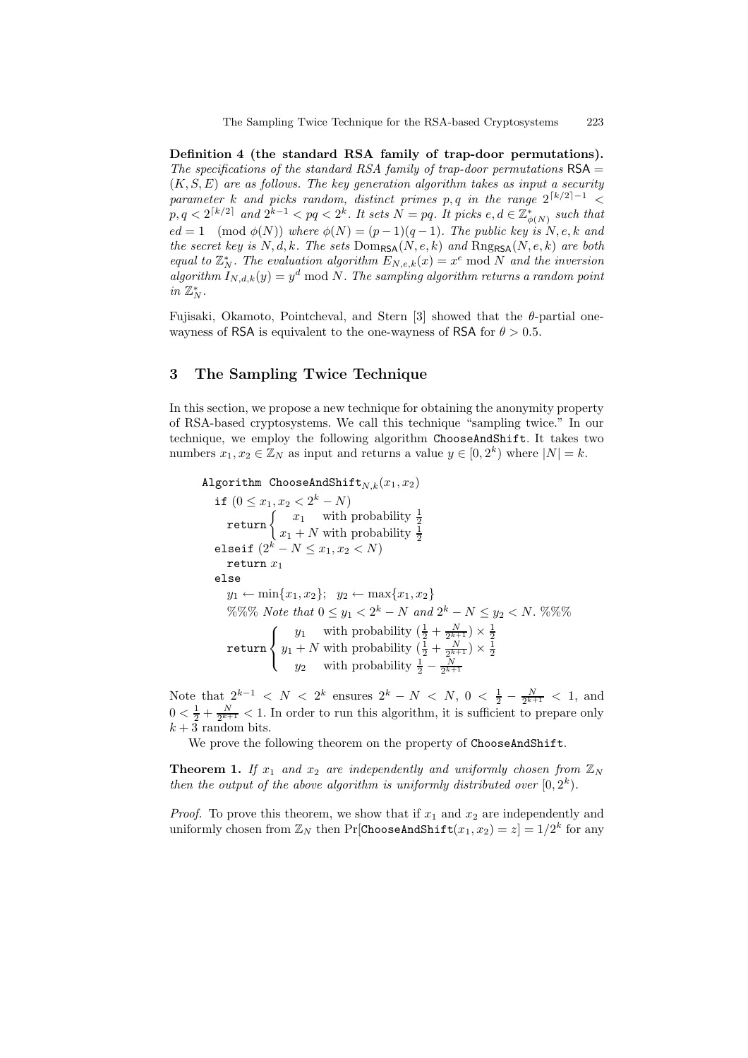**Definition 4 (the standard RSA family of trap-door permutations).** *The specifications of the standard RSA family of trap-door permutations* $\mathsf{RSA} = (K, S, E)$ *are as follows. The key generation algorithm takes as input a security parameter* $k$ *and picks random, distinct primes* $p, q$ *in the range* $2^{\lceil k/2 \rceil - 1} < p, q < 2^{\lceil k/2 \rceil}$ *and* $2^{k-1} < pq < 2^k$*. It sets* $N = pq$*. It picks* $e, d \in \mathbb{Z}^*_{\phi(N)}$ *such that* $ed = 1 \pmod{\phi(N)}$ *where* $\phi(N) = (p-1)(q-1)$*. The public key is* $N, e, k$ *and the secret key is* $N, d, k$*. The sets* $\mathrm{Dom}_{\mathsf{RSA}}(N, e, k)$ *and* $\mathrm{Rng}_{\mathsf{RSA}}(N, e, k)$ *are both equal to* $\mathbb{Z}^*_N$*. The evaluation algorithm* $E_{N,e,k}(x) = x^e \bmod N$ *and the inversion algorithm* $I_{N,d,k}(y) = y^d \bmod N$*. The sampling algorithm returns a random point in* $\mathbb{Z}^*_N$*.*

Fujisaki, Okamoto, Pointcheval, and Stern [3] showed that the $\theta$-partial one-wayness of RSA is equivalent to the one-wayness of RSA for $\theta > 0.5$.

## 3 The Sampling Twice Technique

In this section, we propose a new technique for obtaining the anonymity property of RSA-based cryptosystems. We call this technique "sampling twice." In our technique, we employ the following algorithm `ChooseAndShift`. It takes two numbers $x_1, x_2 \in \mathbb{Z}_N$ as input and returns a value $y \in [0, 2^k)$ where $|N| = k$.

Algorithm $\texttt{ChooseAndShift}_{N,k}(x_1, x_2)$

  **if** $(0 \le x_1, x_2 < 2^k - N)$

    **return** $\begin{cases} x_1 & \text{with probability } \frac{1}{2} \\ x_1 + N & \text{with probability } \frac{1}{2} \end{cases}$

  **elseif** $(2^k - N \le x_1, x_2 < N)$

    **return** $x_1$

  **else**

    $y_1 \leftarrow \min\{x_1, x_2\}$;   $y_2 \leftarrow \max\{x_1, x_2\}$

    %%% *Note that* $0 \le y_1 < 2^k - N$ *and* $2^k - N \le y_2 < N$. %%%

    **return** $\begin{cases} y_1 & \text{with probability } (\frac{1}{2} + \frac{N}{2^{k+1}}) \times \frac{1}{2} \\ y_1 + N & \text{with probability } (\frac{1}{2} + \frac{N}{2^{k+1}}) \times \frac{1}{2} \\ y_2 & \text{with probability } \frac{1}{2} - \frac{N}{2^{k+1}} \end{cases}$

Note that $2^{k-1} < N < 2^k$ ensures $2^k - N < N$, $0 < \frac{1}{2} - \frac{N}{2^{k+1}} < 1$, and $0 < \frac{1}{2} + \frac{N}{2^{k+1}} < 1$. In order to run this algorithm, it is sufficient to prepare only $k + 3$ random bits.

We prove the following theorem on the property of `ChooseAndShift`.

**Theorem 1.** *If* $x_1$ *and* $x_2$ *are independently and uniformly chosen from* $\mathbb{Z}_N$ *then the output of the above algorithm is uniformly distributed over* $[0, 2^k)$*.*

*Proof.* To prove this theorem, we show that if $x_1$ and $x_2$ are independently and uniformly chosen from $\mathbb{Z}_N$ then $\Pr[\texttt{ChooseAndShift}(x_1, x_2) = z] = 1/2^k$ for any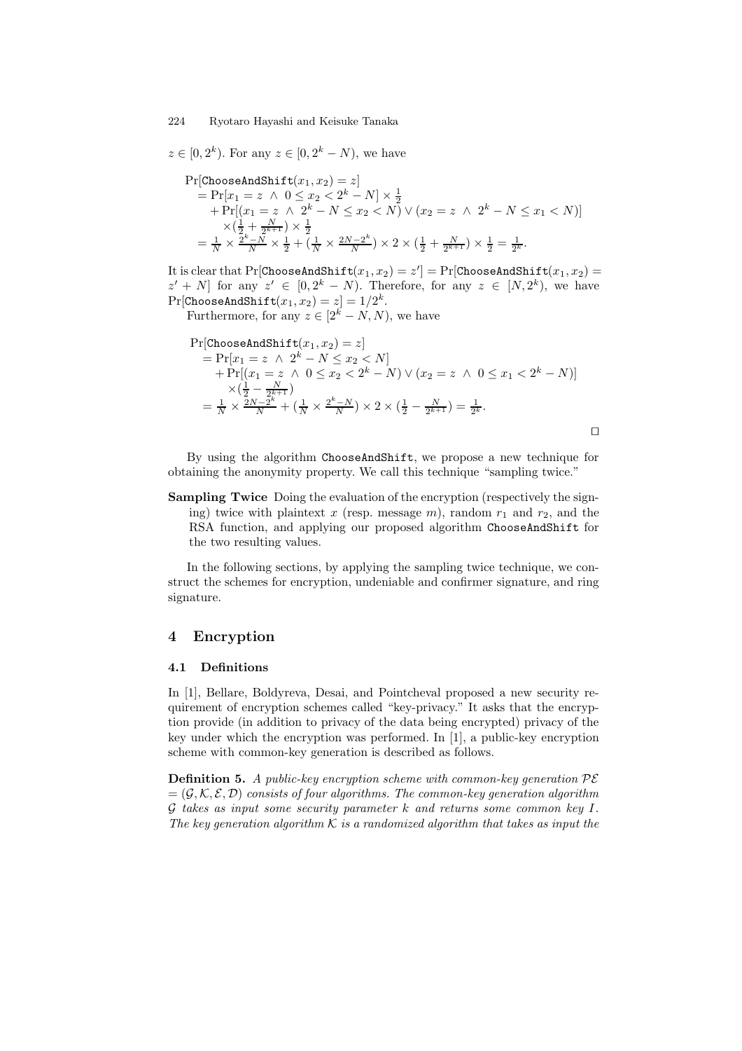$z \in [0, 2^k)$. For any $z \in [0, 2^k - N)$, we have

$$
\begin{aligned}
&\Pr[\texttt{ChooseAndShift}(x_1, x_2) = z] \\
&= \Pr[x_1 = z \ \wedge \ 0 \le x_2 < 2^k - N] \times \tfrac{1}{2} \\
&\quad + \Pr[(x_1 = z \ \wedge \ 2^k - N \le x_2 < N) \vee (x_2 = z \ \wedge \ 2^k - N \le x_1 < N)] \\
&\quad \times (\tfrac{1}{2} + \tfrac{N}{2^{k+1}}) \times \tfrac{1}{2} \\
&= \tfrac{1}{N} \times \tfrac{2^k - N}{N} \times \tfrac{1}{2} + (\tfrac{1}{N} \times \tfrac{2N - 2^k}{N}) \times 2 \times (\tfrac{1}{2} + \tfrac{N}{2^{k+1}}) \times \tfrac{1}{2} = \tfrac{1}{2^k}.
\end{aligned}
$$

It is clear that $\Pr[\texttt{ChooseAndShift}(x_1, x_2) = z'] = \Pr[\texttt{ChooseAndShift}(x_1, x_2) = z' + N]$ for any $z' \in [0, 2^k - N)$. Therefore, for any $z \in [N, 2^k)$, we have $\Pr[\texttt{ChooseAndShift}(x_1, x_2) = z] = 1/2^k$.

Furthermore, for any $z \in [2^k - N, N)$, we have

$$
\begin{aligned}
&\Pr[\texttt{ChooseAndShift}(x_1, x_2) = z] \\
&= \Pr[x_1 = z \ \wedge \ 2^k - N \le x_2 < N] \\
&\quad + \Pr[(x_1 = z \ \wedge \ 0 \le x_2 < 2^k - N) \vee (x_2 = z \ \wedge \ 0 \le x_1 < 2^k - N)] \\
&\quad \times (\tfrac{1}{2} - \tfrac{N}{2^{k+1}}) \\
&= \tfrac{1}{N} \times \tfrac{2N - 2^k}{N} + (\tfrac{1}{N} \times \tfrac{2^k - N}{N}) \times 2 \times (\tfrac{1}{2} - \tfrac{N}{2^{k+1}}) = \tfrac{1}{2^k}.
\end{aligned}
$$

□

By using the algorithm ChooseAndShift, we propose a new technique for obtaining the anonymity property. We call this technique "sampling twice."

**Sampling Twice** Doing the evaluation of the encryption (respectively the signing) twice with plaintext $x$ (resp. message $m$), random $r_1$ and $r_2$, and the RSA function, and applying our proposed algorithm ChooseAndShift for the two resulting values.

In the following sections, by applying the sampling twice technique, we construct the schemes for encryption, undeniable and confirmer signature, and ring signature.

# 4 Encryption

## 4.1 Definitions

In [1], Bellare, Boldyreva, Desai, and Pointcheval proposed a new security requirement of encryption schemes called "key-privacy." It asks that the encryption provide (in addition to privacy of the data being encrypted) privacy of the key under which the encryption was performed. In [1], a public-key encryption scheme with common-key generation is described as follows.

**Definition 5.** *A public-key encryption scheme with common-key generation* $\mathcal{PE} = (\mathcal{G}, \mathcal{K}, \mathcal{E}, \mathcal{D})$ *consists of four algorithms. The common-key generation algorithm* $\mathcal{G}$ *takes as input some security parameter* $k$ *and returns some common key* $I$. *The key generation algorithm* $\mathcal{K}$ *is a randomized algorithm that takes as input the*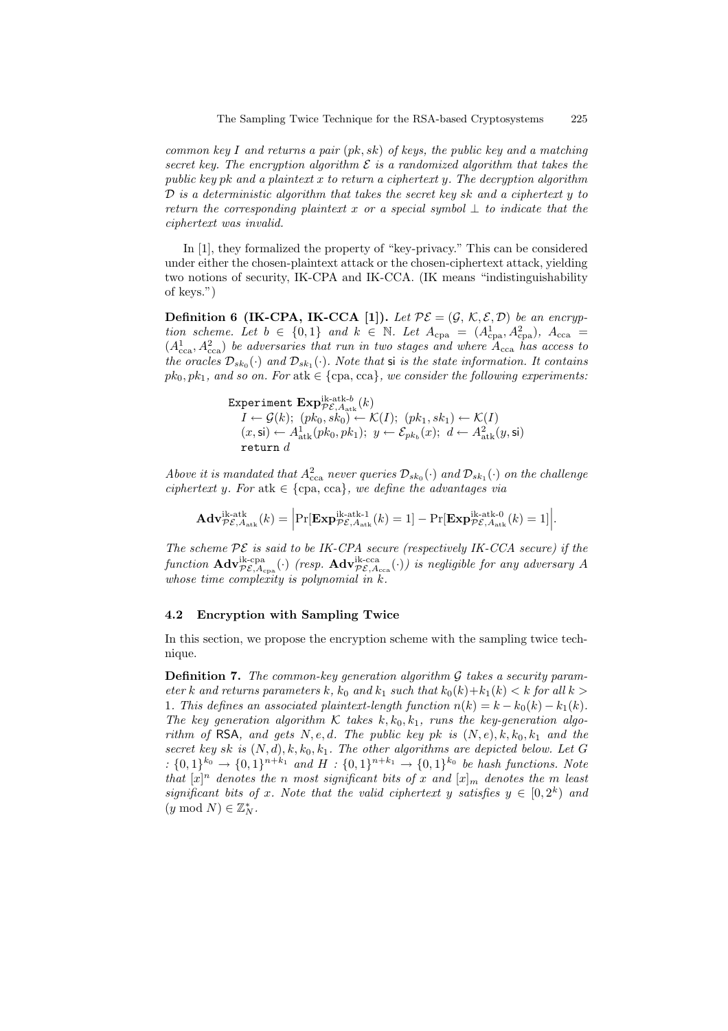*common key $I$ and returns a pair $(pk, sk)$ of keys, the public key and a matching secret key. The encryption algorithm $\mathcal{E}$ is a randomized algorithm that takes the public key $pk$ and a plaintext $x$ to return a ciphertext $y$. The decryption algorithm $\mathcal{D}$ is a deterministic algorithm that takes the secret key $sk$ and a ciphertext $y$ to return the corresponding plaintext $x$ or a special symbol $\perp$ to indicate that the ciphertext was invalid.*

In [1], they formalized the property of "key-privacy." This can be considered under either the chosen-plaintext attack or the chosen-ciphertext attack, yielding two notions of security, IK-CPA and IK-CCA. (IK means "indistinguishability of keys.")

**Definition 6 (IK-CPA, IK-CCA [1]).** *Let $\mathcal{PE} = (\mathcal{G}, \mathcal{K}, \mathcal{E}, \mathcal{D})$ be an encryption scheme. Let $b \in \{0,1\}$ and $k \in \mathbb{N}$. Let $A_{\text{cpa}} = (A^1_{\text{cpa}}, A^2_{\text{cpa}})$, $A_{\text{cca}} = (A^1_{\text{cca}}, A^2_{\text{cca}})$ be adversaries that run in two stages and where $A_{\text{cca}}$ has access to the oracles $\mathcal{D}_{sk_0}(\cdot)$ and $\mathcal{D}_{sk_1}(\cdot)$. Note that $\mathsf{si}$ is the state information. It contains $pk_0, pk_1$, and so on. For $\text{atk} \in \{\text{cpa}, \text{cca}\}$, we consider the following experiments:*

$$
\begin{array}{l}
\texttt{Experiment } \mathbf{Exp}^{\text{ik-atk-}b}_{\mathcal{PE},A_{\text{atk}}}(k) \\
\quad I \leftarrow \mathcal{G}(k);\ (pk_0, sk_0) \leftarrow \mathcal{K}(I);\ (pk_1, sk_1) \leftarrow \mathcal{K}(I) \\
\quad (x, \mathsf{si}) \leftarrow A^1_{\text{atk}}(pk_0, pk_1);\ y \leftarrow \mathcal{E}_{pk_b}(x);\ d \leftarrow A^2_{\text{atk}}(y, \mathsf{si}) \\
\quad \texttt{return } d
\end{array}
$$

*Above it is mandated that $A^2_{\text{cca}}$ never queries $\mathcal{D}_{sk_0}(\cdot)$ and $\mathcal{D}_{sk_1}(\cdot)$ on the challenge ciphertext $y$. For $\text{atk} \in \{\text{cpa}, \text{cca}\}$, we define the advantages via*

$$
\mathbf{Adv}^{\text{ik-atk}}_{\mathcal{PE},A_{\text{atk}}}(k) = \left| \Pr[\mathbf{Exp}^{\text{ik-atk-1}}_{\mathcal{PE},A_{\text{atk}}}(k) = 1] - \Pr[\mathbf{Exp}^{\text{ik-atk-0}}_{\mathcal{PE},A_{\text{atk}}}(k) = 1] \right|.
$$

*The scheme $\mathcal{PE}$ is said to be IK-CPA secure (respectively IK-CCA secure) if the function $\mathbf{Adv}^{\text{ik-cpa}}_{\mathcal{PE},A_{\text{cpa}}}(\cdot)$ (resp. $\mathbf{Adv}^{\text{ik-cca}}_{\mathcal{PE},A_{\text{cca}}}(\cdot)$) is negligible for any adversary $A$ whose time complexity is polynomial in $k$.*

### 4.2 Encryption with Sampling Twice

In this section, we propose the encryption scheme with the sampling twice technique.

**Definition 7.** *The common-key generation algorithm $\mathcal{G}$ takes a security parameter $k$ and returns parameters $k$, $k_0$ and $k_1$ such that $k_0(k)+k_1(k) < k$ for all $k > 1$. This defines an associated plaintext-length function $n(k) = k - k_0(k) - k_1(k)$. The key generation algorithm $\mathcal{K}$ takes $k, k_0, k_1$, runs the key-generation algorithm of $\mathsf{RSA}$, and gets $N, e, d$. The public key $pk$ is $(N, e), k, k_0, k_1$ and the secret key $sk$ is $(N, d), k, k_0, k_1$. The other algorithms are depicted below. Let $G : \{0,1\}^{k_0} \to \{0,1\}^{n+k_1}$ and $H : \{0,1\}^{n+k_1} \to \{0,1\}^{k_0}$ be hash functions. Note that $[x]^n$ denotes the $n$ most significant bits of $x$ and $[x]_m$ denotes the $m$ least significant bits of $x$. Note that the valid ciphertext $y$ satisfies $y \in [0, 2^k)$ and $(y \bmod N) \in \mathbb{Z}^*_N$.*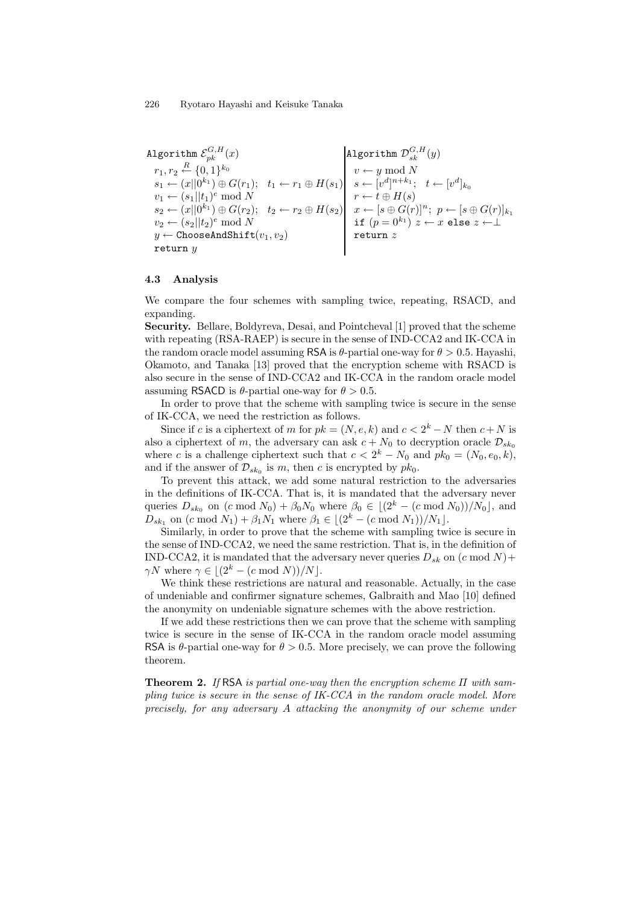```
Algorithm E_pk^{G,H}(x)
  r_1, r_2 ←R {0,1}^{k_0}
  s_1 ← (x||0^{k_1}) ⊕ G(r_1);   t_1 ← r_1 ⊕ H(s_1)
  v_1 ← (s_1||t_1)^e mod N
  s_2 ← (x||0^{k_1}) ⊕ G(r_2);   t_2 ← r_2 ⊕ H(s_2)
  v_2 ← (s_2||t_2)^e mod N
  y ← ChooseAndShift(v_1, v_2)
  return y
```

```
Algorithm D_sk^{G,H}(y)
  v ← y mod N
  s ← [v^d]^{n+k_1};   t ← [v^d]_{k_0}
  r ← t ⊕ H(s)
  x ← [s ⊕ G(r)]^n;  p ← [s ⊕ G(r)]_{k_1}
  if (p = 0^{k_1}) z ← x else z ← ⊥
  return z
```

### 4.3 Analysis

We compare the four schemes with sampling twice, repeating, RSACD, and expanding.

**Security.** Bellare, Boldyreva, Desai, and Pointcheval [1] proved that the scheme with repeating (RSA-RAEP) is secure in the sense of IND-CCA2 and IK-CCA in the random oracle model assuming RSA is $\theta$-partial one-way for $\theta > 0.5$. Hayashi, Okamoto, and Tanaka [13] proved that the encryption scheme with RSACD is also secure in the sense of IND-CCA2 and IK-CCA in the random oracle model assuming RSACD is $\theta$-partial one-way for $\theta > 0.5$.

In order to prove that the scheme with sampling twice is secure in the sense of IK-CCA, we need the restriction as follows.

Since if $c$ is a ciphertext of $m$ for $pk = (N, e, k)$ and $c < 2^k - N$ then $c + N$ is also a ciphertext of $m$, the adversary can ask $c + N_0$ to decryption oracle $\mathcal{D}_{sk_0}$ where $c$ is a challenge ciphertext such that $c < 2^k - N_0$ and $pk_0 = (N_0, e_0, k)$, and if the answer of $\mathcal{D}_{sk_0}$ is $m$, then $c$ is encrypted by $pk_0$.

To prevent this attack, we add some natural restriction to the adversaries in the definitions of IK-CCA. That is, it is mandated that the adversary never queries $D_{sk_0}$ on $(c \bmod N_0) + \beta_0 N_0$ where $\beta_0 \in \lfloor (2^k - (c \bmod N_0))/N_0 \rfloor$, and $D_{sk_1}$ on $(c \bmod N_1) + \beta_1 N_1$ where $\beta_1 \in \lfloor (2^k - (c \bmod N_1))/N_1 \rfloor$.

Similarly, in order to prove that the scheme with sampling twice is secure in the sense of IND-CCA2, we need the same restriction. That is, in the definition of IND-CCA2, it is mandated that the adversary never queries $D_{sk}$ on $(c \bmod N) + \gamma N$ where $\gamma \in \lfloor (2^k - (c \bmod N))/N \rfloor$.

We think these restrictions are natural and reasonable. Actually, in the case of undeniable and confirmer signature schemes, Galbraith and Mao [10] defined the anonymity on undeniable signature schemes with the above restriction.

If we add these restrictions then we can prove that the scheme with sampling twice is secure in the sense of IK-CCA in the random oracle model assuming RSA is $\theta$-partial one-way for $\theta > 0.5$. More precisely, we can prove the following theorem.

**Theorem 2.** *If RSA is partial one-way then the encryption scheme $\Pi$ with sampling twice is secure in the sense of IK-CCA in the random oracle model. More precisely, for any adversary $A$ attacking the anonymity of our scheme under*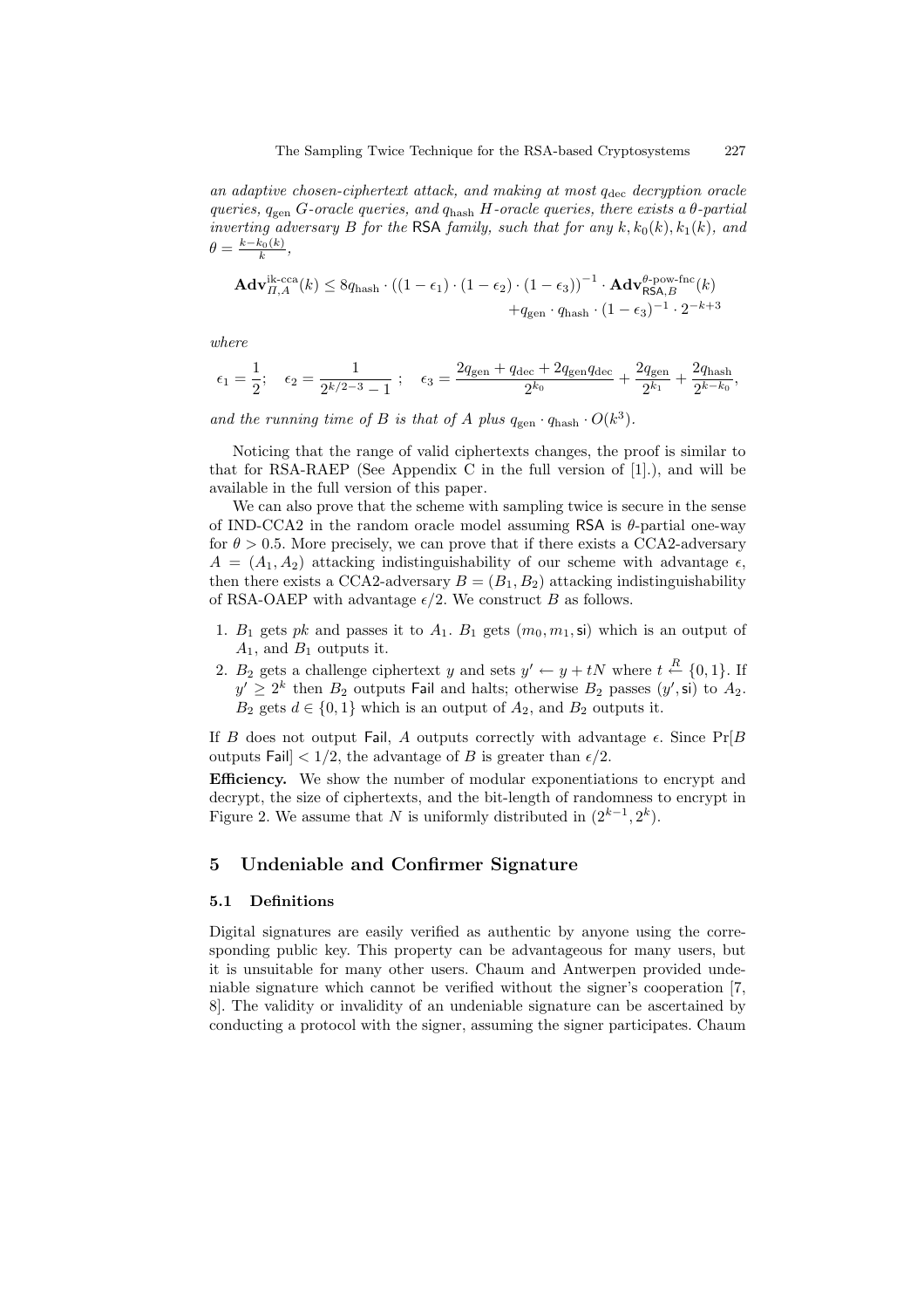*an adaptive chosen-ciphertext attack, and making at most $q_{\rm dec}$ decryption oracle queries, $q_{\rm gen}$ $G$-oracle queries, and $q_{\rm hash}$ $H$-oracle queries, there exists a $\theta$-partial inverting adversary $B$ for the* RSA *family, such that for any $k, k_0(k), k_1(k)$, and $\theta = \frac{k-k_0(k)}{k}$,*

$$\mathbf{Adv}^{\text{ik-cca}}_{\Pi,A}(k) \leq 8q_{\rm hash} \cdot ((1-\epsilon_1)\cdot(1-\epsilon_2)\cdot(1-\epsilon_3))^{-1} \cdot \mathbf{Adv}^{\theta\text{-pow-fnc}}_{\mathsf{RSA},B}(k) + q_{\rm gen}\cdot q_{\rm hash}\cdot(1-\epsilon_3)^{-1}\cdot 2^{-k+3}$$

*where*

$$\epsilon_1 = \frac{1}{2}; \quad \epsilon_2 = \frac{1}{2^{k/2-3}-1}\ ; \quad \epsilon_3 = \frac{2q_{\rm gen}+q_{\rm dec}+2q_{\rm gen}q_{\rm dec}}{2^{k_0}} + \frac{2q_{\rm gen}}{2^{k_1}} + \frac{2q_{\rm hash}}{2^{k-k_0}},$$

*and the running time of $B$ is that of $A$ plus $q_{\rm gen}\cdot q_{\rm hash}\cdot O(k^3)$.*

Noticing that the range of valid ciphertexts changes, the proof is similar to that for RSA-RAEP (See Appendix C in the full version of [1].), and will be available in the full version of this paper.

We can also prove that the scheme with sampling twice is secure in the sense of IND-CCA2 in the random oracle model assuming RSA is $\theta$-partial one-way for $\theta > 0.5$. More precisely, we can prove that if there exists a CCA2-adversary $A = (A_1, A_2)$ attacking indistinguishability of our scheme with advantage $\epsilon$, then there exists a CCA2-adversary $B = (B_1, B_2)$ attacking indistinguishability of RSA-OAEP with advantage $\epsilon/2$. We construct $B$ as follows.

1. $B_1$ gets $pk$ and passes it to $A_1$. $B_1$ gets $(m_0, m_1, \mathsf{si})$ which is an output of $A_1$, and $B_1$ outputs it.
2. $B_2$ gets a challenge ciphertext $y$ and sets $y' \leftarrow y + tN$ where $t \stackrel{R}{\leftarrow} \{0,1\}$. If $y' \geq 2^k$ then $B_2$ outputs Fail and halts; otherwise $B_2$ passes $(y', \mathsf{si})$ to $A_2$. $B_2$ gets $d \in \{0,1\}$ which is an output of $A_2$, and $B_2$ outputs it.

If $B$ does not output Fail, $A$ outputs correctly with advantage $\epsilon$. Since $\Pr[B$ outputs Fail$] < 1/2$, the advantage of $B$ is greater than $\epsilon/2$.

**Efficiency.** We show the number of modular exponentiations to encrypt and decrypt, the size of ciphertexts, and the bit-length of randomness to encrypt in Figure 2. We assume that $N$ is uniformly distributed in $(2^{k-1}, 2^k)$.

## 5 Undeniable and Confirmer Signature

### 5.1 Definitions

Digital signatures are easily verified as authentic by anyone using the corresponding public key. This property can be advantageous for many users, but it is unsuitable for many other users. Chaum and Antwerpen provided undeniable signature which cannot be verified without the signer's cooperation [7, 8]. The validity or invalidity of an undeniable signature can be ascertained by conducting a protocol with the signer, assuming the signer participates. Chaum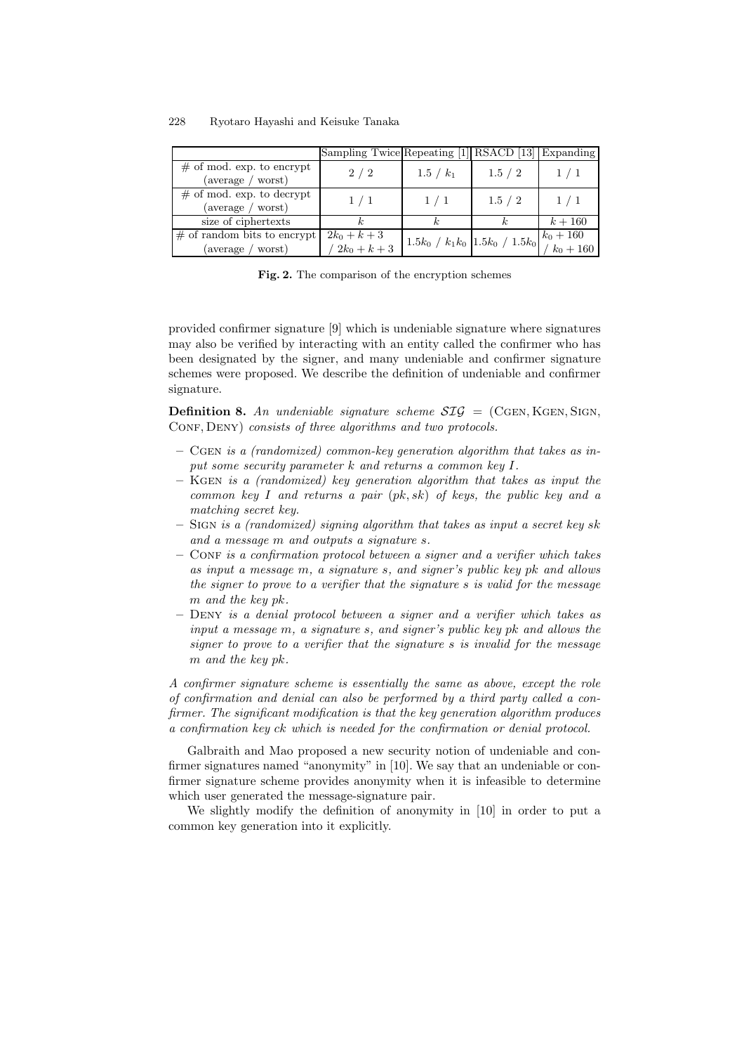| | Sampling Twice | Repeating [1] | RSACD [13] | Expanding |
|---|---|---|---|---|
| # of mod. exp. to encrypt (average / worst) | 2 / 2 | 1.5 / $k_1$ | 1.5 / 2 | 1 / 1 |
| # of mod. exp. to decrypt (average / worst) | 1 / 1 | 1 / 1 | 1.5 / 2 | 1 / 1 |
| size of ciphertexts | $k$ | $k$ | $k$ | $k + 160$ |
| # of random bits to encrypt (average / worst) | $2k_0 + k + 3$ / $2k_0 + k + 3$ | $1.5k_0$ / $k_1 k_0$ | $1.5k_0$ / $1.5k_0$ | $k_0 + 160$ / $k_0 + 160$ |

**Fig. 2.** The comparison of the encryption schemes

provided confirmer signature [9] which is undeniable signature where signatures may also be verified by interacting with an entity called the confirmer who has been designated by the signer, and many undeniable and confirmer signature schemes were proposed. We describe the definition of undeniable and confirmer signature.

**Definition 8.** *An undeniable signature scheme* $\mathcal{SIG}$ = (Cgen, Kgen, Sign, Conf, Deny) *consists of three algorithms and two protocols.*

- Cgen *is a (randomized) common-key generation algorithm that takes as input some security parameter* $k$ *and returns a common key* $I$.
- Kgen *is a (randomized) key generation algorithm that takes as input the common key* $I$ *and returns a pair* $(pk, sk)$ *of keys, the public key and a matching secret key.*
- Sign *is a (randomized) signing algorithm that takes as input a secret key* $sk$ *and a message* $m$ *and outputs a signature* $s$.
- Conf *is a confirmation protocol between a signer and a verifier which takes as input a message* $m$*, a signature* $s$*, and signer's public key* $pk$ *and allows the signer to prove to a verifier that the signature* $s$ *is valid for the message* $m$ *and the key* $pk$.
- Deny *is a denial protocol between a signer and a verifier which takes as input a message* $m$*, a signature* $s$*, and signer's public key* $pk$ *and allows the signer to prove to a verifier that the signature* $s$ *is invalid for the message* $m$ *and the key* $pk$.

*A confirmer signature scheme is essentially the same as above, except the role of confirmation and denial can also be performed by a third party called a confirmer. The significant modification is that the key generation algorithm produces a confirmation key* $ck$ *which is needed for the confirmation or denial protocol.*

Galbraith and Mao proposed a new security notion of undeniable and confirmer signatures named "anonymity" in [10]. We say that an undeniable or confirmer signature scheme provides anonymity when it is infeasible to determine which user generated the message-signature pair.

We slightly modify the definition of anonymity in [10] in order to put a common key generation into it explicitly.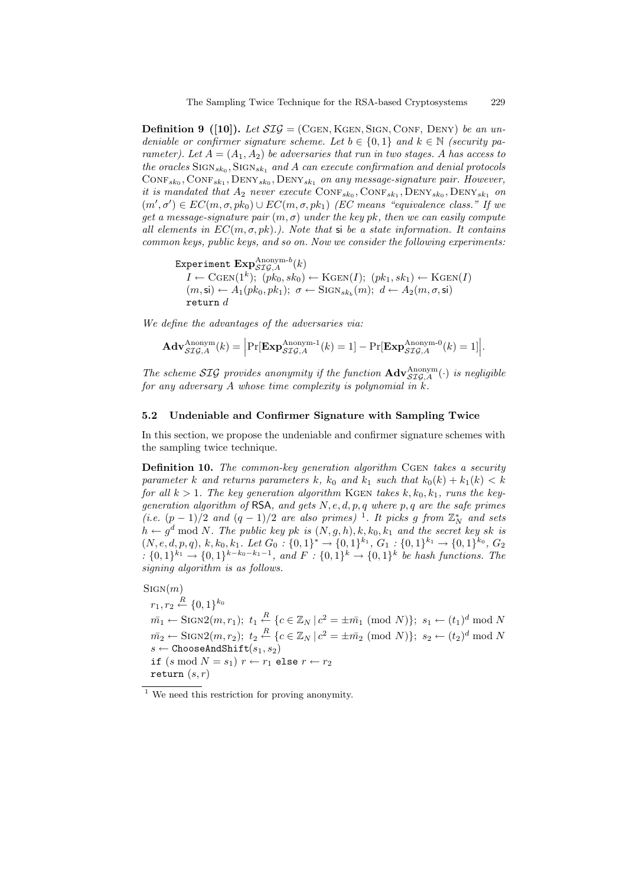**Definition 9 ([10]).** *Let $\mathcal{SIG} = (\text{CGEN}, \text{KGEN}, \text{SIGN}, \text{CONF}, \text{DENY})$ be an undeniable or confirmer signature scheme. Let $b \in \{0,1\}$ and $k \in \mathbb{N}$ (security parameter). Let $A = (A_1, A_2)$ be adversaries that run in two stages. A has access to the oracles $\text{SIGN}_{sk_0}, \text{SIGN}_{sk_1}$ and A can execute confirmation and denial protocols $\text{CONF}_{sk_0}, \text{CONF}_{sk_1}, \text{DENY}_{sk_0}, \text{DENY}_{sk_1}$ on any message-signature pair. However, it is mandated that $A_2$ never execute $\text{CONF}_{sk_0}, \text{CONF}_{sk_1}, \text{DENY}_{sk_0}, \text{DENY}_{sk_1}$ on $(m', \sigma') \in EC(m, \sigma, pk_0) \cup EC(m, \sigma, pk_1)$ (EC means "equivalence class." If we get a message-signature pair $(m, \sigma)$ under the key pk, then we can easily compute all elements in $EC(m, \sigma, pk)$.). Note that $\mathsf{si}$ be a state information. It contains common keys, public keys, and so on. Now we consider the following experiments:*

```
Experiment Exp^{Anonym-b}_{SIG,A}(k)
  I ← CGEN(1^k); (pk_0, sk_0) ← KGEN(I); (pk_1, sk_1) ← KGEN(I)
  (m, si) ← A_1(pk_0, pk_1); σ ← SIGN_{sk_b}(m); d ← A_2(m, σ, si)
  return d
```

*We define the advantages of the adversaries via:*

$$\mathbf{Adv}^{\text{Anonym}}_{\mathcal{SIG},A}(k) = \left|\Pr[\mathbf{Exp}^{\text{Anonym-1}}_{\mathcal{SIG},A}(k) = 1] - \Pr[\mathbf{Exp}^{\text{Anonym-0}}_{\mathcal{SIG},A}(k) = 1]\right|.$$

*The scheme $\mathcal{SIG}$ provides anonymity if the function $\mathbf{Adv}^{\text{Anonym}}_{\mathcal{SIG},A}(\cdot)$ is negligible for any adversary A whose time complexity is polynomial in k.*

### 5.2 Undeniable and Confirmer Signature with Sampling Twice

In this section, we propose the undeniable and confirmer signature schemes with the sampling twice technique.

**Definition 10.** *The common-key generation algorithm* CGEN *takes a security parameter k and returns parameters $k$, $k_0$ and $k_1$ such that $k_0(k) + k_1(k) < k$ for all $k > 1$. The key generation algorithm* KGEN *takes $k, k_0, k_1$, runs the key-generation algorithm of* RSA*, and gets $N, e, d, p, q$ where $p, q$ are the safe primes (i.e. $(p-1)/2$ and $(q-1)/2$ are also primes)* [1]*. It picks g from $\mathbb{Z}_N^*$ and sets $h \leftarrow g^d \bmod N$. The public key pk is $(N, g, h), k, k_0, k_1$ and the secret key sk is $(N, e, d, p, q)$, $k, k_0, k_1$. Let $G_0 : \{0,1\}^* \rightarrow \{0,1\}^{k_1}$, $G_1 : \{0,1\}^{k_1} \rightarrow \{0,1\}^{k_0}$, $G_2 : \{0,1\}^{k_1} \rightarrow \{0,1\}^{k-k_0-k_1-1}$, and $F : \{0,1\}^k \rightarrow \{0,1\}^k$ be hash functions. The signing algorithm is as follows.*

$\text{SIGN}(m)$
- $r_1, r_2 \stackrel{R}{\leftarrow} \{0,1\}^{k_0}$
- $\bar{m_1} \leftarrow \text{SIGN2}(m, r_1)$; $t_1 \stackrel{R}{\leftarrow} \{c \in \mathbb{Z}_N \mid c^2 = \pm\bar{m_1} \pmod N\}$; $s_1 \leftarrow (t_1)^d \bmod N$
- $\bar{m_2} \leftarrow \text{SIGN2}(m, r_2)$; $t_2 \stackrel{R}{\leftarrow} \{c \in \mathbb{Z}_N \mid c^2 = \pm\bar{m_2} \pmod N\}$; $s_2 \leftarrow (t_2)^d \bmod N$
- $s \leftarrow \mathtt{ChooseAndShift}(s_1, s_2)$
- $\mathtt{if}$ $(s \bmod N = s_1)$ $r \leftarrow r_1$ $\mathtt{else}$ $r \leftarrow r_2$
- $\mathtt{return}$ $(s, r)$

[1] We need this restriction for proving anonymity.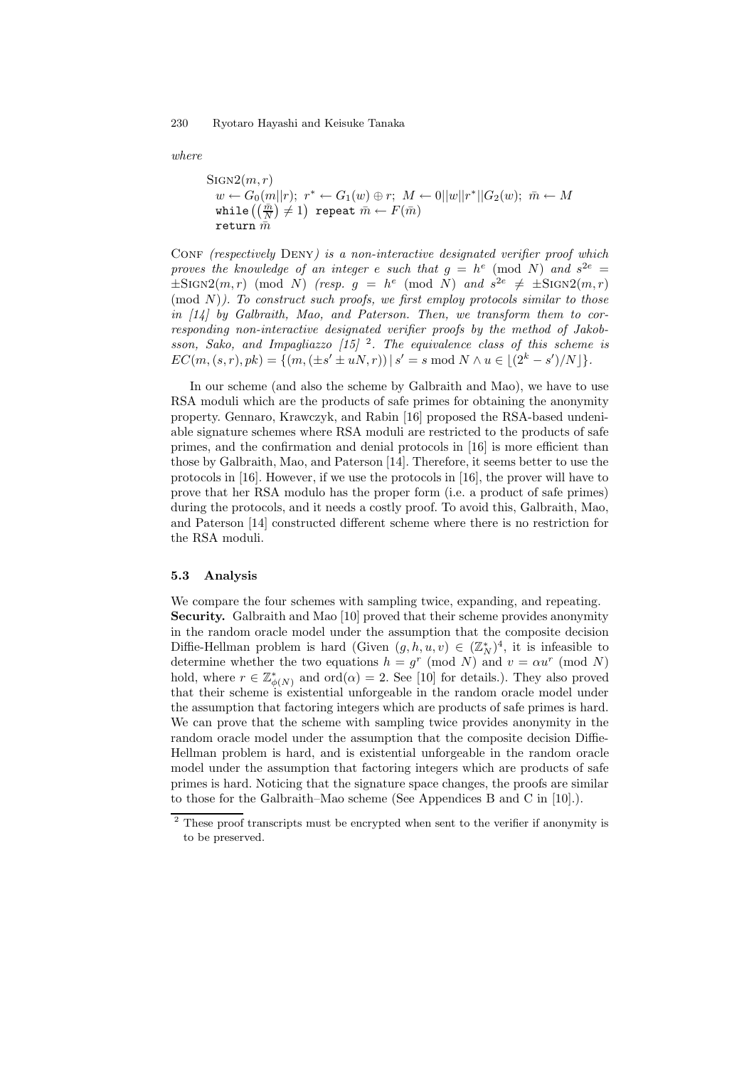*where*

$$
\begin{array}{l}
\textsc{Sign2}(m, r) \\
\quad w \leftarrow G_0(m||r);\ r^* \leftarrow G_1(w) \oplus r;\ M \leftarrow 0||w||r^*||G_2(w);\ \bar{m} \leftarrow M \\
\quad \texttt{while}\left(\left(\frac{\bar{m}}{N}\right) \neq 1\right)\ \texttt{repeat}\ \bar{m} \leftarrow F(\bar{m}) \\
\quad \texttt{return}\ \bar{m}
\end{array}
$$

Conf *(respectively* Deny*) is a non-interactive designated verifier proof which proves the knowledge of an integer $e$ such that $g = h^e \pmod N$ and $s^{2e} = \pm\textsc{Sign2}(m, r) \pmod N$ (resp. $g = h^e \pmod N$ and $s^{2e} \neq \pm\textsc{Sign2}(m, r) \pmod N$). To construct such proofs, we first employ protocols similar to those in [14] by Galbraith, Mao, and Paterson. Then, we transform them to corresponding non-interactive designated verifier proofs by the method of Jakobsson, Sako, and Impagliazzo [15] [2]. The equivalence class of this scheme is $EC(m, (s, r), pk) = \{(m, (\pm s' \pm uN, r)) \mid s' = s \bmod N \wedge u \in \lfloor (2^k - s')/N \rfloor\}$.*

In our scheme (and also the scheme by Galbraith and Mao), we have to use RSA moduli which are the products of safe primes for obtaining the anonymity property. Gennaro, Krawczyk, and Rabin [16] proposed the RSA-based undeniable signature schemes where RSA moduli are restricted to the products of safe primes, and the confirmation and denial protocols in [16] is more efficient than those by Galbraith, Mao, and Paterson [14]. Therefore, it seems better to use the protocols in [16]. However, if we use the protocols in [16], the prover will have to prove that her RSA modulo has the proper form (i.e. a product of safe primes) during the protocols, and it needs a costly proof. To avoid this, Galbraith, Mao, and Paterson [14] constructed different scheme where there is no restriction for the RSA moduli.

### 5.3 Analysis

We compare the four schemes with sampling twice, expanding, and repeating.

**Security.** Galbraith and Mao [10] proved that their scheme provides anonymity in the random oracle model under the assumption that the composite decision Diffie-Hellman problem is hard (Given $(g, h, u, v) \in (\mathbb{Z}_N^*)^4$, it is infeasible to determine whether the two equations $h = g^r \pmod N$ and $v = \alpha u^r \pmod N$ hold, where $r \in \mathbb{Z}_{\phi(N)}^*$ and $\mathrm{ord}(\alpha) = 2$. See [10] for details.). They also proved that their scheme is existential unforgeable in the random oracle model under the assumption that factoring integers which are products of safe primes is hard. We can prove that the scheme with sampling twice provides anonymity in the random oracle model under the assumption that the composite decision Diffie-Hellman problem is hard, and is existential unforgeable in the random oracle model under the assumption that factoring integers which are products of safe primes is hard. Noticing that the signature space changes, the proofs are similar to those for the Galbraith–Mao scheme (See Appendices B and C in [10].).

[2] These proof transcripts must be encrypted when sent to the verifier if anonymity is to be preserved.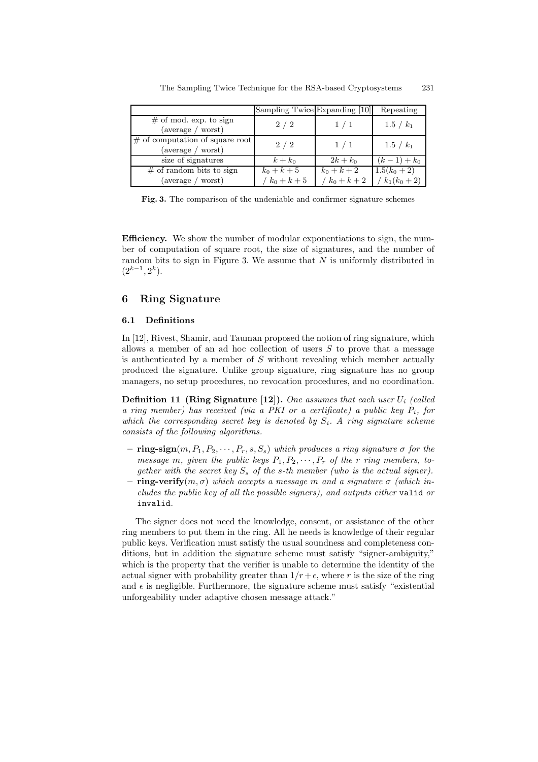| | Sampling Twice | Expanding [10] | Repeating |
|---|---|---|---|
| # of mod. exp. to sign (average / worst) | 2 / 2 | 1 / 1 | 1.5 / $k_1$ |
| # of computation of square root (average / worst) | 2 / 2 | 1 / 1 | 1.5 / $k_1$ |
| size of signatures | $k + k_0$ | $2k + k_0$ | $(k-1) + k_0$ |
| # of random bits to sign (average / worst) | $k_0 + k + 5$ / $k_0 + k + 5$ | $k_0 + k + 2$ / $k_0 + k + 2$ | $1.5(k_0 + 2)$ / $k_1(k_0 + 2)$ |

**Fig. 3.** The comparison of the undeniable and confirmer signature schemes

**Efficiency.** We show the number of modular exponentiations to sign, the number of computation of square root, the size of signatures, and the number of random bits to sign in Figure 3. We assume that $N$ is uniformly distributed in $(2^{k-1}, 2^k)$.

## 6 Ring Signature

### 6.1 Definitions

In [12], Rivest, Shamir, and Tauman proposed the notion of ring signature, which allows a member of an ad hoc collection of users $S$ to prove that a message is authenticated by a member of $S$ without revealing which member actually produced the signature. Unlike group signature, ring signature has no group managers, no setup procedures, no revocation procedures, and no coordination.

**Definition 11 (Ring Signature [12]).** *One assumes that each user $U_i$ (called a ring member) has received (via a PKI or a certificate) a public key $P_i$, for which the corresponding secret key is denoted by $S_i$. A ring signature scheme consists of the following algorithms.*

- **ring-sign**$(m, P_1, P_2, \cdots, P_r, s, S_s)$ *which produces a ring signature $\sigma$ for the message $m$, given the public keys $P_1, P_2, \cdots, P_r$ of the $r$ ring members, together with the secret key $S_s$ of the $s$-th member (who is the actual signer).*
- **ring-verify**$(m, \sigma)$ *which accepts a message $m$ and a signature $\sigma$ (which includes the public key of all the possible signers), and outputs either* `valid` *or* `invalid`.

The signer does not need the knowledge, consent, or assistance of the other ring members to put them in the ring. All he needs is knowledge of their regular public keys. Verification must satisfy the usual soundness and completeness conditions, but in addition the signature scheme must satisfy "signer-ambiguity," which is the property that the verifier is unable to determine the identity of the actual signer with probability greater than $1/r + \epsilon$, where $r$ is the size of the ring and $\epsilon$ is negligible. Furthermore, the signature scheme must satisfy "existential unforgeability under adaptive chosen message attack."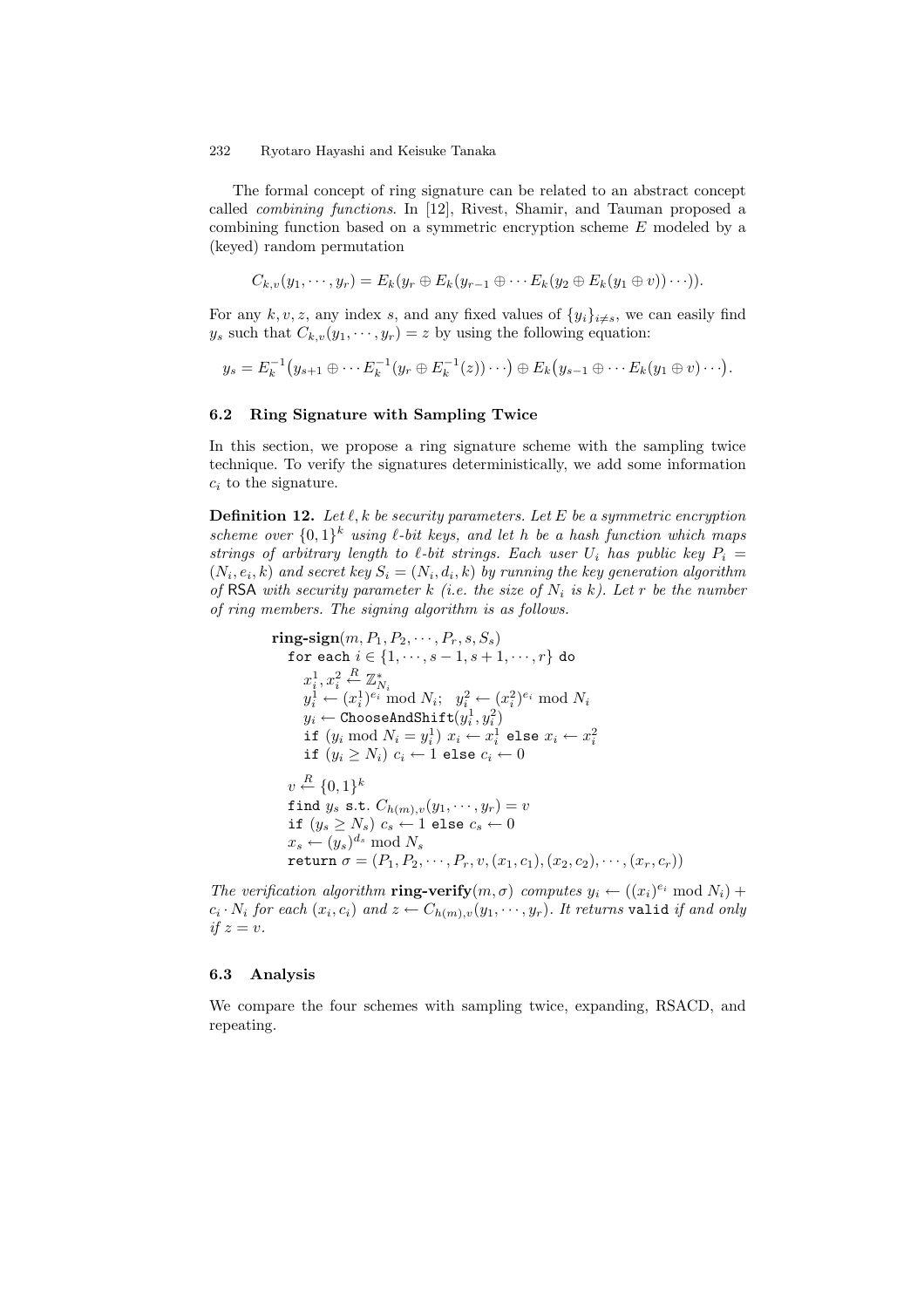The formal concept of ring signature can be related to an abstract concept called *combining functions*. In [12], Rivest, Shamir, and Tauman proposed a combining function based on a symmetric encryption scheme $E$ modeled by a (keyed) random permutation

$$C_{k,v}(y_1, \cdots, y_r) = E_k(y_r \oplus E_k(y_{r-1} \oplus \cdots E_k(y_2 \oplus E_k(y_1 \oplus v)) \cdots)).$$

For any $k, v, z$, any index $s$, and any fixed values of $\{y_i\}_{i \neq s}$, we can easily find $y_s$ such that $C_{k,v}(y_1, \cdots, y_r) = z$ by using the following equation:

$$y_s = E_k^{-1}\big(y_{s+1} \oplus \cdots E_k^{-1}(y_r \oplus E_k^{-1}(z)) \cdots\big) \oplus E_k\big(y_{s-1} \oplus \cdots E_k(y_1 \oplus v) \cdots\big).$$

### 6.2 Ring Signature with Sampling Twice

In this section, we propose a ring signature scheme with the sampling twice technique. To verify the signatures deterministically, we add some information $c_i$ to the signature.

**Definition 12.** *Let $\ell, k$ be security parameters. Let $E$ be a symmetric encryption scheme over $\{0,1\}^k$ using $\ell$-bit keys, and let $h$ be a hash function which maps strings of arbitrary length to $\ell$-bit strings. Each user $U_i$ has public key $P_i = (N_i, e_i, k)$ and secret key $S_i = (N_i, d_i, k)$ by running the key generation algorithm of* RSA *with security parameter $k$ (i.e. the size of $N_i$ is $k$). Let $r$ be the number of ring members. The signing algorithm is as follows.*

$\textbf{ring-sign}(m, P_1, P_2, \cdots, P_r, s, S_s)$
&nbsp;&nbsp;for each $i \in \{1, \cdots, s-1, s+1, \cdots, r\}$ do
&nbsp;&nbsp;&nbsp;&nbsp;$x_i^1, x_i^2 \xleftarrow{R} \mathbb{Z}_{N_i}^*$
&nbsp;&nbsp;&nbsp;&nbsp;$y_i^1 \leftarrow (x_i^1)^{e_i} \bmod N_i;\;\; y_i^2 \leftarrow (x_i^2)^{e_i} \bmod N_i$
&nbsp;&nbsp;&nbsp;&nbsp;$y_i \leftarrow$ ChooseAndShift$(y_i^1, y_i^2)$
&nbsp;&nbsp;&nbsp;&nbsp;if $(y_i \bmod N_i = y_i^1)$ $x_i \leftarrow x_i^1$ else $x_i \leftarrow x_i^2$
&nbsp;&nbsp;&nbsp;&nbsp;if $(y_i \geq N_i)$ $c_i \leftarrow 1$ else $c_i \leftarrow 0$
&nbsp;&nbsp;$v \xleftarrow{R} \{0,1\}^k$
&nbsp;&nbsp;find $y_s$ s.t. $C_{h(m),v}(y_1, \cdots, y_r) = v$
&nbsp;&nbsp;if $(y_s \geq N_s)$ $c_s \leftarrow 1$ else $c_s \leftarrow 0$
&nbsp;&nbsp;$x_s \leftarrow (y_s)^{d_s} \bmod N_s$
&nbsp;&nbsp;return $\sigma = (P_1, P_2, \cdots, P_r, v, (x_1, c_1), (x_2, c_2), \cdots, (x_r, c_r))$

*The verification algorithm* $\textbf{ring-verify}(m, \sigma)$ *computes $y_i \leftarrow ((x_i)^{e_i} \bmod N_i) + c_i \cdot N_i$ for each $(x_i, c_i)$ and $z \leftarrow C_{h(m),v}(y_1, \cdots, y_r)$. It returns* valid *if and only if $z = v$.*

### 6.3 Analysis

We compare the four schemes with sampling twice, expanding, RSACD, and repeating.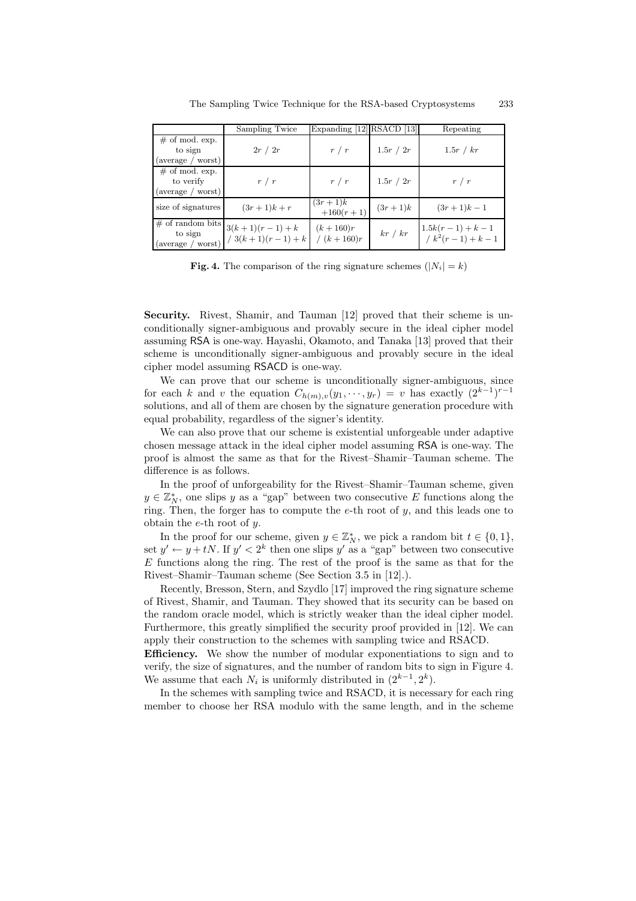| | Sampling Twice | Expanding [12] | RSACD [13] | Repeating |
|---|---|---|---|---|
| # of mod. exp. to sign (average / worst) | $2r$ / $2r$ | $r$ / $r$ | $1.5r$ / $2r$ | $1.5r$ / $kr$ |
| # of mod. exp. to verify (average / worst) | $r$ / $r$ | $r$ / $r$ | $1.5r$ / $2r$ | $r$ / $r$ |
| size of signatures | $(3r+1)k+r$ | $(3r+1)k$ $+160(r+1)$ | $(3r+1)k$ | $(3r+1)k-1$ |
| # of random bits to sign (average / worst) | $3(k+1)(r-1)+k$ / $3(k+1)(r-1)+k$ | $(k+160)r$ / $(k+160)r$ | $kr$ / $kr$ | $1.5k(r-1)+k-1$ / $k^2(r-1)+k-1$ |

**Fig. 4.** The comparison of the ring signature schemes ($|N_i| = k$)

**Security.** Rivest, Shamir, and Tauman [12] proved that their scheme is unconditionally signer-ambiguous and provably secure in the ideal cipher model assuming RSA is one-way. Hayashi, Okamoto, and Tanaka [13] proved that their scheme is unconditionally signer-ambiguous and provably secure in the ideal cipher model assuming RSACD is one-way.

We can prove that our scheme is unconditionally signer-ambiguous, since for each $k$ and $v$ the equation $C_{h(m),v}(y_1, \cdots, y_r) = v$ has exactly $(2^{k-1})^{r-1}$ solutions, and all of them are chosen by the signature generation procedure with equal probability, regardless of the signer's identity.

We can also prove that our scheme is existential unforgeable under adaptive chosen message attack in the ideal cipher model assuming RSA is one-way. The proof is almost the same as that for the Rivest–Shamir–Tauman scheme. The difference is as follows.

In the proof of unforgeability for the Rivest–Shamir–Tauman scheme, given $y \in \mathbb{Z}_N^*$, one slips $y$ as a "gap" between two consecutive $E$ functions along the ring. Then, the forger has to compute the $e$-th root of $y$, and this leads one to obtain the $e$-th root of $y$.

In the proof for our scheme, given $y \in \mathbb{Z}_N^*$, we pick a random bit $t \in \{0, 1\}$, set $y' \leftarrow y + tN$. If $y' < 2^k$ then one slips $y'$ as a "gap" between two consecutive $E$ functions along the ring. The rest of the proof is the same as that for the Rivest–Shamir–Tauman scheme (See Section 3.5 in [12].).

Recently, Bresson, Stern, and Szydlo [17] improved the ring signature scheme of Rivest, Shamir, and Tauman. They showed that its security can be based on the random oracle model, which is strictly weaker than the ideal cipher model. Furthermore, this greatly simplified the security proof provided in [12]. We can apply their construction to the schemes with sampling twice and RSACD.

**Efficiency.** We show the number of modular exponentiations to sign and to verify, the size of signatures, and the number of random bits to sign in Figure 4. We assume that each $N_i$ is uniformly distributed in $(2^{k-1}, 2^k)$.

In the schemes with sampling twice and RSACD, it is necessary for each ring member to choose her RSA modulo with the same length, and in the scheme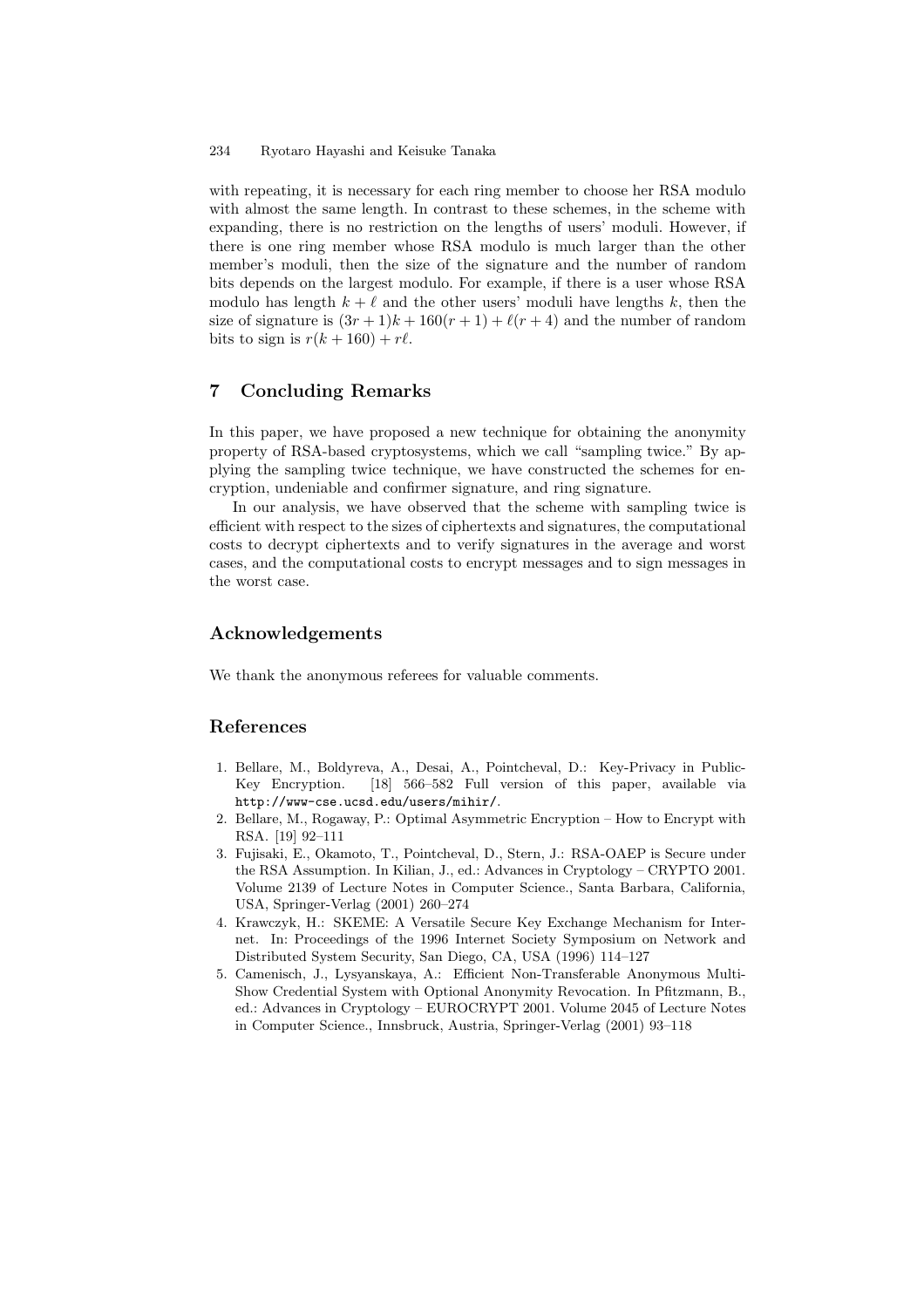with repeating, it is necessary for each ring member to choose her RSA modulo with almost the same length. In contrast to these schemes, in the scheme with expanding, there is no restriction on the lengths of users' moduli. However, if there is one ring member whose RSA modulo is much larger than the other member's moduli, then the size of the signature and the number of random bits depends on the largest modulo. For example, if there is a user whose RSA modulo has length $k + \ell$ and the other users' moduli have lengths $k$, then the size of signature is $(3r + 1)k + 160(r + 1) + \ell(r + 4)$ and the number of random bits to sign is $r(k + 160) + r\ell$.

## 7 Concluding Remarks

In this paper, we have proposed a new technique for obtaining the anonymity property of RSA-based cryptosystems, which we call "sampling twice." By applying the sampling twice technique, we have constructed the schemes for encryption, undeniable and confirmer signature, and ring signature.

In our analysis, we have observed that the scheme with sampling twice is efficient with respect to the sizes of ciphertexts and signatures, the computational costs to decrypt ciphertexts and to verify signatures in the average and worst cases, and the computational costs to encrypt messages and to sign messages in the worst case.

## Acknowledgements

We thank the anonymous referees for valuable comments.

## References

1. Bellare, M., Boldyreva, A., Desai, A., Pointcheval, D.: Key-Privacy in Public-Key Encryption. [18] 566–582 Full version of this paper, available via http://www-cse.ucsd.edu/users/mihir/.
2. Bellare, M., Rogaway, P.: Optimal Asymmetric Encryption – How to Encrypt with RSA. [19] 92–111
3. Fujisaki, E., Okamoto, T., Pointcheval, D., Stern, J.: RSA-OAEP is Secure under the RSA Assumption. In Kilian, J., ed.: Advances in Cryptology – CRYPTO 2001. Volume 2139 of Lecture Notes in Computer Science., Santa Barbara, California, USA, Springer-Verlag (2001) 260–274
4. Krawczyk, H.: SKEME: A Versatile Secure Key Exchange Mechanism for Internet. In: Proceedings of the 1996 Internet Society Symposium on Network and Distributed System Security, San Diego, CA, USA (1996) 114–127
5. Camenisch, J., Lysyanskaya, A.: Efficient Non-Transferable Anonymous Multi-Show Credential System with Optional Anonymity Revocation. In Pfitzmann, B., ed.: Advances in Cryptology – EUROCRYPT 2001. Volume 2045 of Lecture Notes in Computer Science., Innsbruck, Austria, Springer-Verlag (2001) 93–118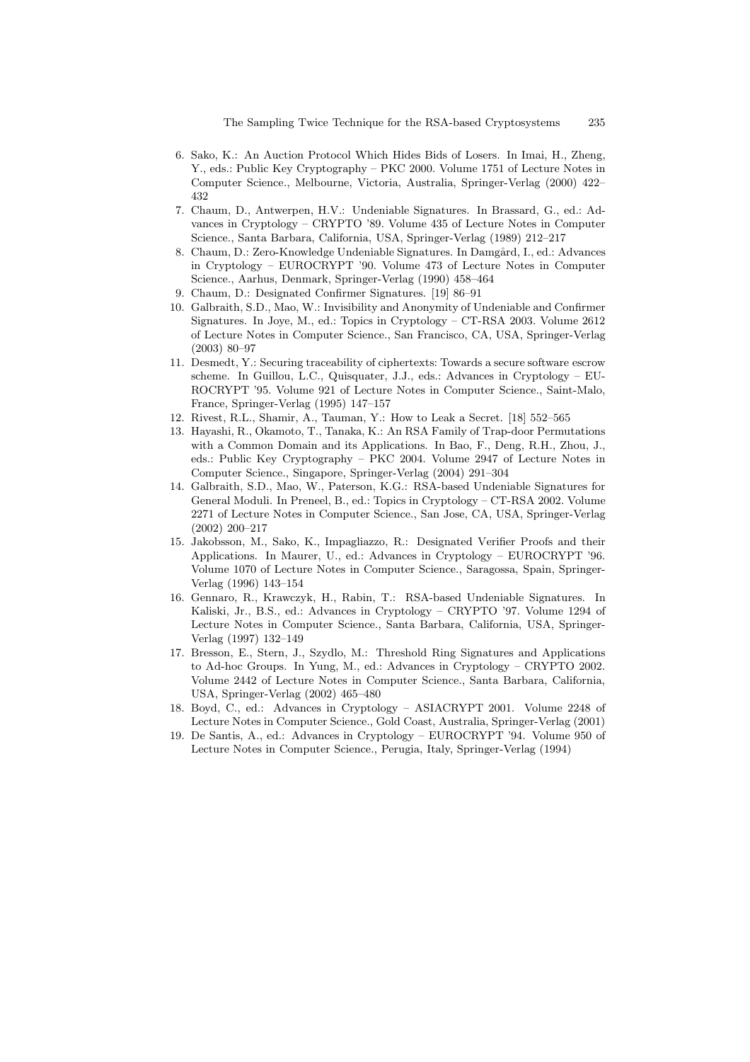6. Sako, K.: An Auction Protocol Which Hides Bids of Losers. In Imai, H., Zheng, Y., eds.: Public Key Cryptography – PKC 2000. Volume 1751 of Lecture Notes in Computer Science., Melbourne, Victoria, Australia, Springer-Verlag (2000) 422–432
7. Chaum, D., Antwerpen, H.V.: Undeniable Signatures. In Brassard, G., ed.: Advances in Cryptology – CRYPTO '89. Volume 435 of Lecture Notes in Computer Science., Santa Barbara, California, USA, Springer-Verlag (1989) 212–217
8. Chaum, D.: Zero-Knowledge Undeniable Signatures. In Damgård, I., ed.: Advances in Cryptology – EUROCRYPT '90. Volume 473 of Lecture Notes in Computer Science., Aarhus, Denmark, Springer-Verlag (1990) 458–464
9. Chaum, D.: Designated Confirmer Signatures. [19] 86–91
10. Galbraith, S.D., Mao, W.: Invisibility and Anonymity of Undeniable and Confirmer Signatures. In Joye, M., ed.: Topics in Cryptology – CT-RSA 2003. Volume 2612 of Lecture Notes in Computer Science., San Francisco, CA, USA, Springer-Verlag (2003) 80–97
11. Desmedt, Y.: Securing traceability of ciphertexts: Towards a secure software escrow scheme. In Guillou, L.C., Quisquater, J.J., eds.: Advances in Cryptology – EUROCRYPT '95. Volume 921 of Lecture Notes in Computer Science., Saint-Malo, France, Springer-Verlag (1995) 147–157
12. Rivest, R.L., Shamir, A., Tauman, Y.: How to Leak a Secret. [18] 552–565
13. Hayashi, R., Okamoto, T., Tanaka, K.: An RSA Family of Trap-door Permutations with a Common Domain and its Applications. In Bao, F., Deng, R.H., Zhou, J., eds.: Public Key Cryptography – PKC 2004. Volume 2947 of Lecture Notes in Computer Science., Singapore, Springer-Verlag (2004) 291–304
14. Galbraith, S.D., Mao, W., Paterson, K.G.: RSA-based Undeniable Signatures for General Moduli. In Preneel, B., ed.: Topics in Cryptology – CT-RSA 2002. Volume 2271 of Lecture Notes in Computer Science., San Jose, CA, USA, Springer-Verlag (2002) 200–217
15. Jakobsson, M., Sako, K., Impagliazzo, R.: Designated Verifier Proofs and their Applications. In Maurer, U., ed.: Advances in Cryptology – EUROCRYPT '96. Volume 1070 of Lecture Notes in Computer Science., Saragossa, Spain, Springer-Verlag (1996) 143–154
16. Gennaro, R., Krawczyk, H., Rabin, T.: RSA-based Undeniable Signatures. In Kaliski, Jr., B.S., ed.: Advances in Cryptology – CRYPTO '97. Volume 1294 of Lecture Notes in Computer Science., Santa Barbara, California, USA, Springer-Verlag (1997) 132–149
17. Bresson, E., Stern, J., Szydlo, M.: Threshold Ring Signatures and Applications to Ad-hoc Groups. In Yung, M., ed.: Advances in Cryptology – CRYPTO 2002. Volume 2442 of Lecture Notes in Computer Science., Santa Barbara, California, USA, Springer-Verlag (2002) 465–480
18. Boyd, C., ed.: Advances in Cryptology – ASIACRYPT 2001. Volume 2248 of Lecture Notes in Computer Science., Gold Coast, Australia, Springer-Verlag (2001)
19. De Santis, A., ed.: Advances in Cryptology – EUROCRYPT '94. Volume 950 of Lecture Notes in Computer Science., Perugia, Italy, Springer-Verlag (1994)